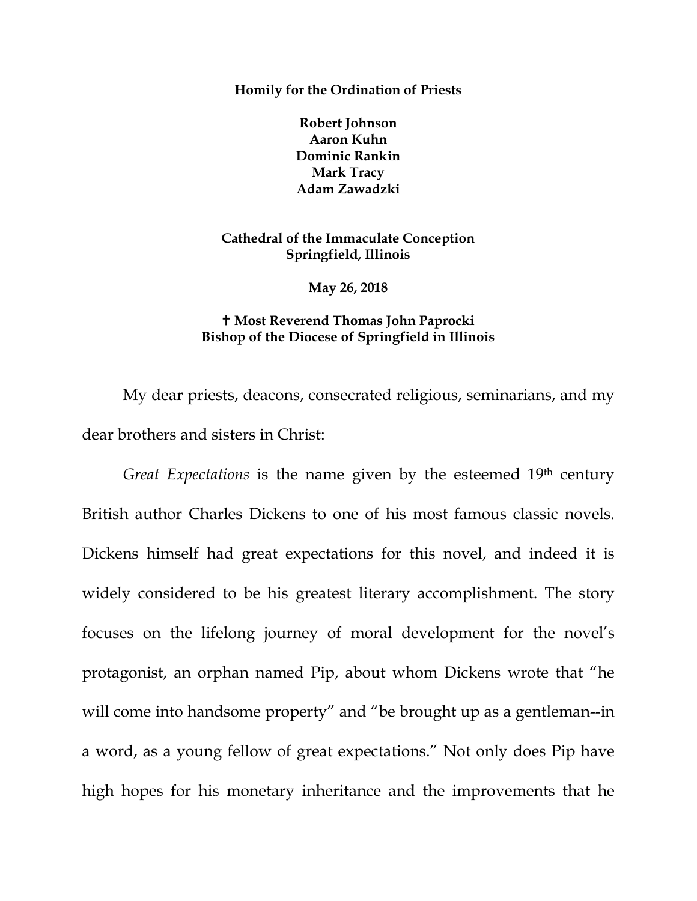**Homily for the Ordination of Priests**

**Robert Johnson**
**Aaron Kuhn**
**Dominic Rankin**
**Mark Tracy**
**Adam Zawadzki**

**Cathedral of the Immaculate Conception**
**Springfield, Illinois**

**May 26, 2018**

**✝ Most Reverend Thomas John Paprocki**
**Bishop of the Diocese of Springfield in Illinois**

My dear priests, deacons, consecrated religious, seminarians, and my dear brothers and sisters in Christ:

*Great Expectations* is the name given by the esteemed 19th century British author Charles Dickens to one of his most famous classic novels. Dickens himself had great expectations for this novel, and indeed it is widely considered to be his greatest literary accomplishment. The story focuses on the lifelong journey of moral development for the novel's protagonist, an orphan named Pip, about whom Dickens wrote that "he will come into handsome property" and "be brought up as a gentleman--in a word, as a young fellow of great expectations." Not only does Pip have high hopes for his monetary inheritance and the improvements that he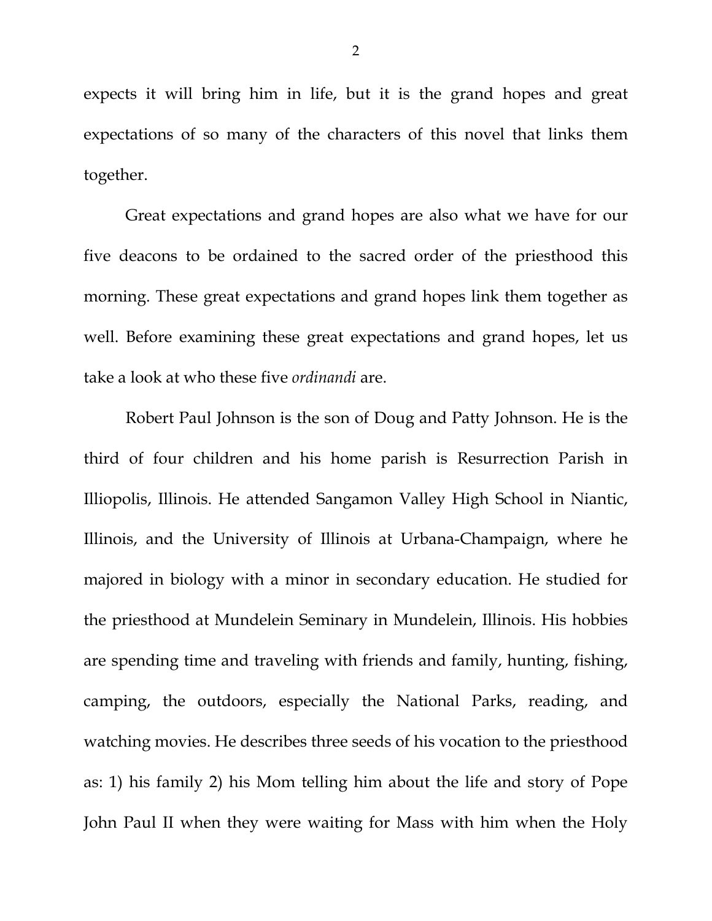expects it will bring him in life, but it is the grand hopes and great expectations of so many of the characters of this novel that links them together.

Great expectations and grand hopes are also what we have for our five deacons to be ordained to the sacred order of the priesthood this morning. These great expectations and grand hopes link them together as well. Before examining these great expectations and grand hopes, let us take a look at who these five *ordinandi* are.

Robert Paul Johnson is the son of Doug and Patty Johnson. He is the third of four children and his home parish is Resurrection Parish in Illiopolis, Illinois. He attended Sangamon Valley High School in Niantic, Illinois, and the University of Illinois at Urbana-Champaign, where he majored in biology with a minor in secondary education. He studied for the priesthood at Mundelein Seminary in Mundelein, Illinois. His hobbies are spending time and traveling with friends and family, hunting, fishing, camping, the outdoors, especially the National Parks, reading, and watching movies. He describes three seeds of his vocation to the priesthood as: 1) his family 2) his Mom telling him about the life and story of Pope John Paul II when they were waiting for Mass with him when the Holy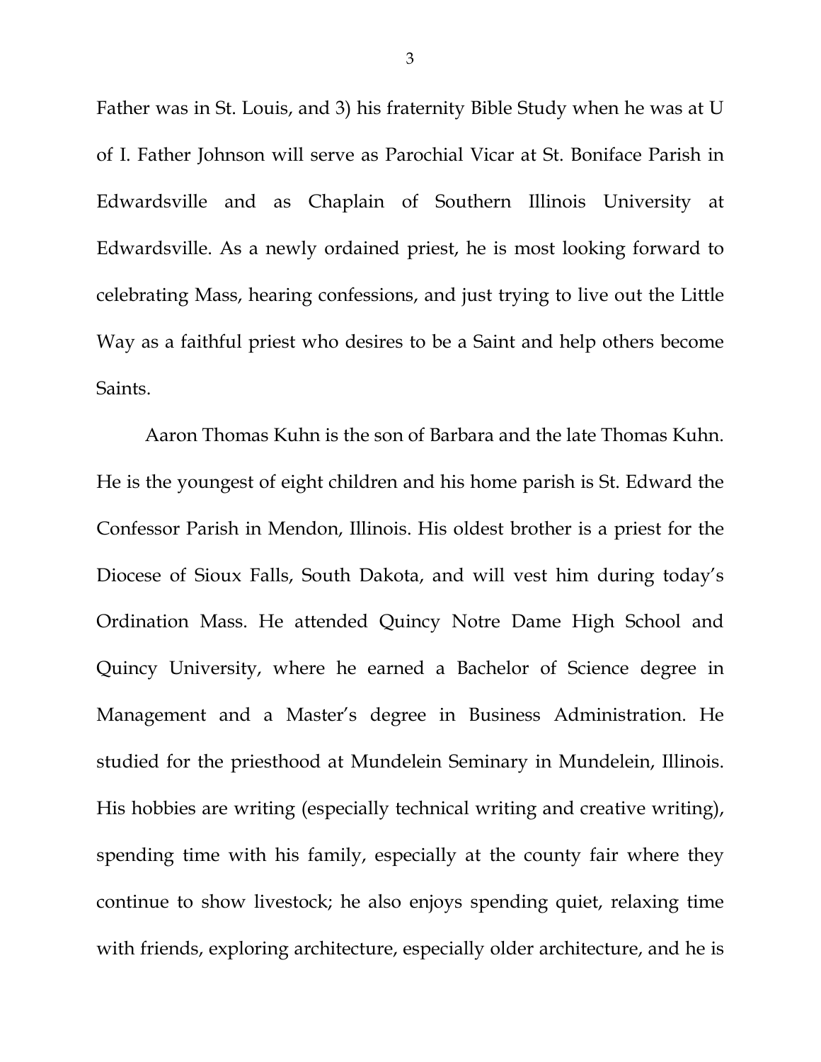Father was in St. Louis, and 3) his fraternity Bible Study when he was at U of I. Father Johnson will serve as Parochial Vicar at St. Boniface Parish in Edwardsville and as Chaplain of Southern Illinois University at Edwardsville. As a newly ordained priest, he is most looking forward to celebrating Mass, hearing confessions, and just trying to live out the Little Way as a faithful priest who desires to be a Saint and help others become Saints.

Aaron Thomas Kuhn is the son of Barbara and the late Thomas Kuhn. He is the youngest of eight children and his home parish is St. Edward the Confessor Parish in Mendon, Illinois. His oldest brother is a priest for the Diocese of Sioux Falls, South Dakota, and will vest him during today's Ordination Mass. He attended Quincy Notre Dame High School and Quincy University, where he earned a Bachelor of Science degree in Management and a Master's degree in Business Administration. He studied for the priesthood at Mundelein Seminary in Mundelein, Illinois. His hobbies are writing (especially technical writing and creative writing), spending time with his family, especially at the county fair where they continue to show livestock; he also enjoys spending quiet, relaxing time with friends, exploring architecture, especially older architecture, and he is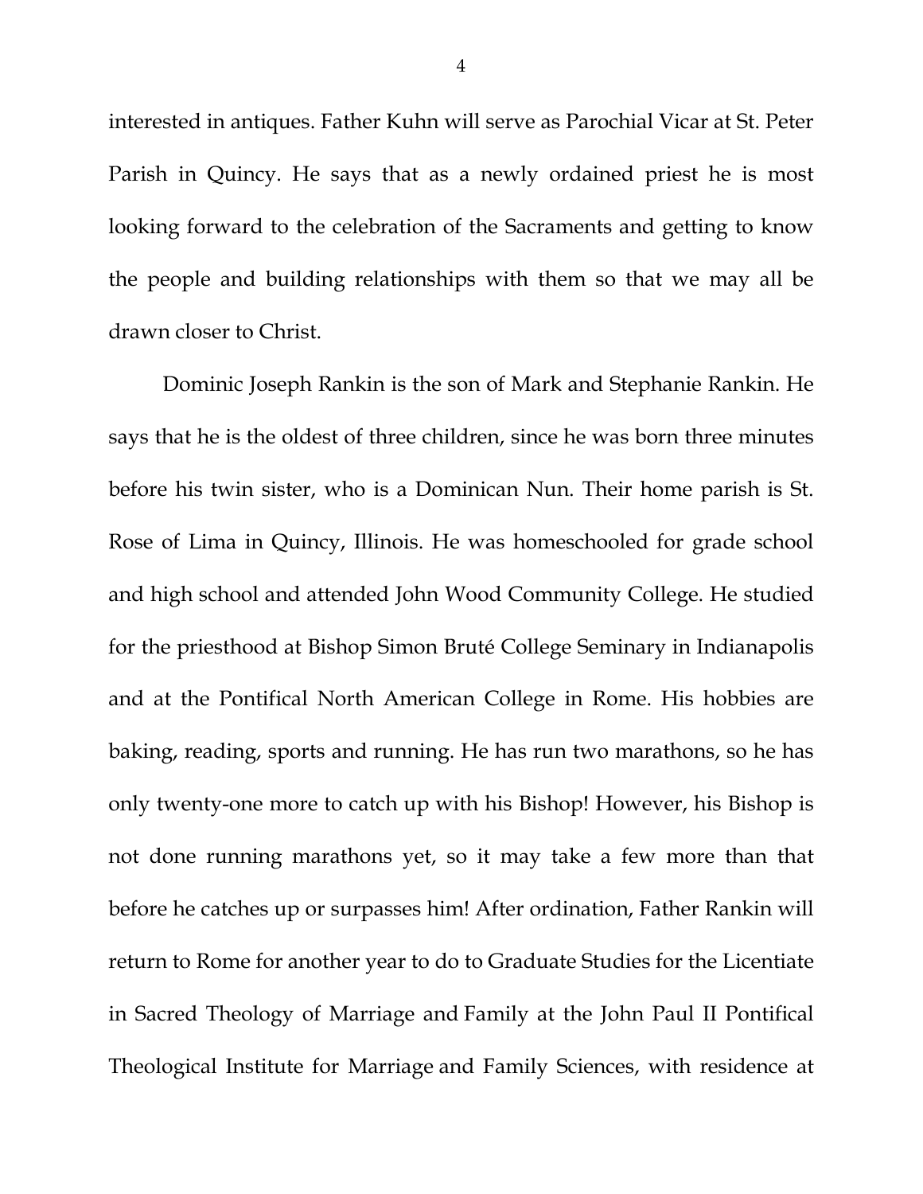interested in antiques. Father Kuhn will serve as Parochial Vicar at St. Peter Parish in Quincy. He says that as a newly ordained priest he is most looking forward to the celebration of the Sacraments and getting to know the people and building relationships with them so that we may all be drawn closer to Christ.

Dominic Joseph Rankin is the son of Mark and Stephanie Rankin. He says that he is the oldest of three children, since he was born three minutes before his twin sister, who is a Dominican Nun. Their home parish is St. Rose of Lima in Quincy, Illinois. He was homeschooled for grade school and high school and attended John Wood Community College. He studied for the priesthood at Bishop Simon Bruté College Seminary in Indianapolis and at the Pontifical North American College in Rome. His hobbies are baking, reading, sports and running. He has run two marathons, so he has only twenty-one more to catch up with his Bishop! However, his Bishop is not done running marathons yet, so it may take a few more than that before he catches up or surpasses him! After ordination, Father Rankin will return to Rome for another year to do to Graduate Studies for the Licentiate in Sacred Theology of Marriage and Family at the John Paul II Pontifical Theological Institute for Marriage and Family Sciences, with residence at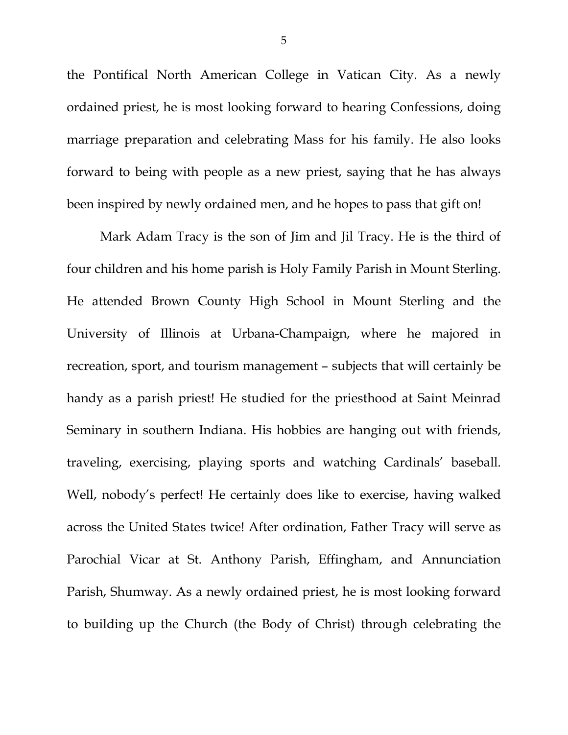the Pontifical North American College in Vatican City. As a newly ordained priest, he is most looking forward to hearing Confessions, doing marriage preparation and celebrating Mass for his family. He also looks forward to being with people as a new priest, saying that he has always been inspired by newly ordained men, and he hopes to pass that gift on!

Mark Adam Tracy is the son of Jim and Jil Tracy. He is the third of four children and his home parish is Holy Family Parish in Mount Sterling. He attended Brown County High School in Mount Sterling and the University of Illinois at Urbana-Champaign, where he majored in recreation, sport, and tourism management – subjects that will certainly be handy as a parish priest! He studied for the priesthood at Saint Meinrad Seminary in southern Indiana. His hobbies are hanging out with friends, traveling, exercising, playing sports and watching Cardinals' baseball. Well, nobody's perfect! He certainly does like to exercise, having walked across the United States twice! After ordination, Father Tracy will serve as Parochial Vicar at St. Anthony Parish, Effingham, and Annunciation Parish, Shumway. As a newly ordained priest, he is most looking forward to building up the Church (the Body of Christ) through celebrating the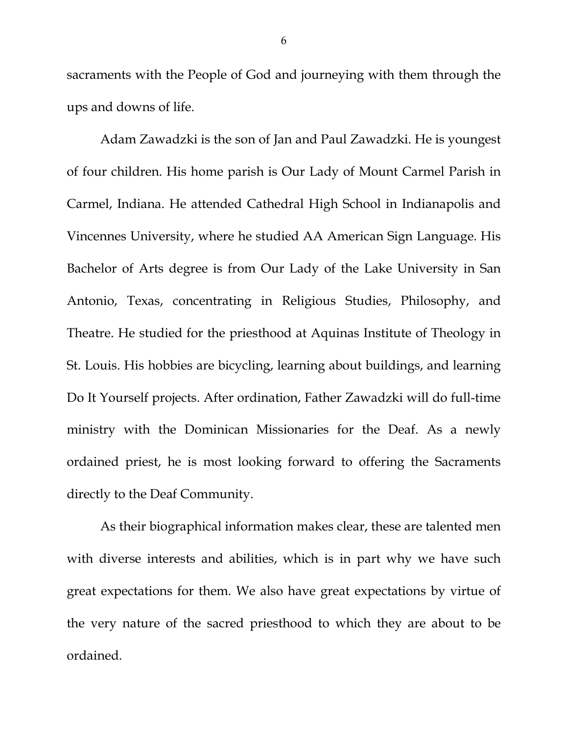sacraments with the People of God and journeying with them through the ups and downs of life.

Adam Zawadzki is the son of Jan and Paul Zawadzki. He is youngest of four children. His home parish is Our Lady of Mount Carmel Parish in Carmel, Indiana. He attended Cathedral High School in Indianapolis and Vincennes University, where he studied AA American Sign Language. His Bachelor of Arts degree is from Our Lady of the Lake University in San Antonio, Texas, concentrating in Religious Studies, Philosophy, and Theatre. He studied for the priesthood at Aquinas Institute of Theology in St. Louis. His hobbies are bicycling, learning about buildings, and learning Do It Yourself projects. After ordination, Father Zawadzki will do full-time ministry with the Dominican Missionaries for the Deaf. As a newly ordained priest, he is most looking forward to offering the Sacraments directly to the Deaf Community.

As their biographical information makes clear, these are talented men with diverse interests and abilities, which is in part why we have such great expectations for them. We also have great expectations by virtue of the very nature of the sacred priesthood to which they are about to be ordained.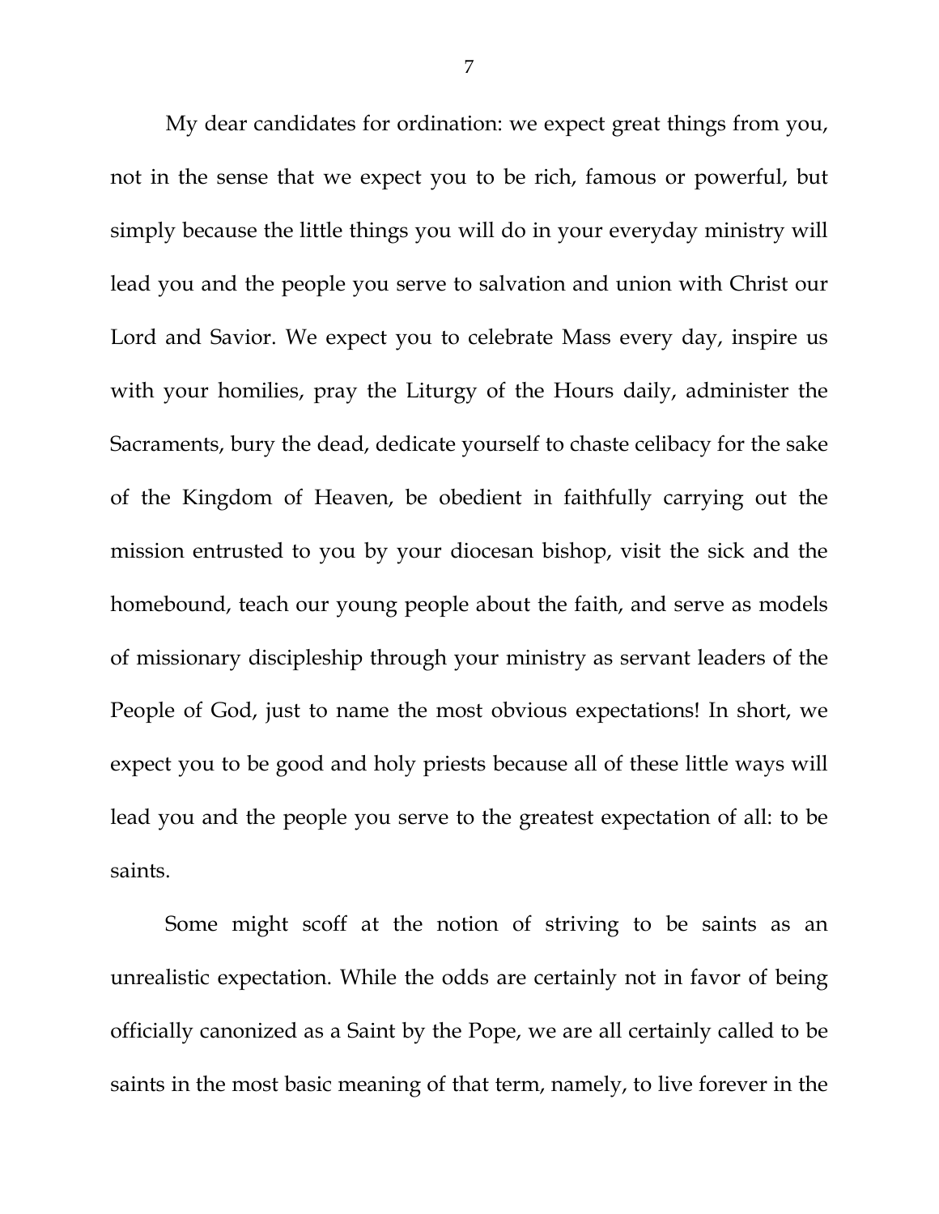My dear candidates for ordination: we expect great things from you, not in the sense that we expect you to be rich, famous or powerful, but simply because the little things you will do in your everyday ministry will lead you and the people you serve to salvation and union with Christ our Lord and Savior. We expect you to celebrate Mass every day, inspire us with your homilies, pray the Liturgy of the Hours daily, administer the Sacraments, bury the dead, dedicate yourself to chaste celibacy for the sake of the Kingdom of Heaven, be obedient in faithfully carrying out the mission entrusted to you by your diocesan bishop, visit the sick and the homebound, teach our young people about the faith, and serve as models of missionary discipleship through your ministry as servant leaders of the People of God, just to name the most obvious expectations! In short, we expect you to be good and holy priests because all of these little ways will lead you and the people you serve to the greatest expectation of all: to be saints.

Some might scoff at the notion of striving to be saints as an unrealistic expectation. While the odds are certainly not in favor of being officially canonized as a Saint by the Pope, we are all certainly called to be saints in the most basic meaning of that term, namely, to live forever in the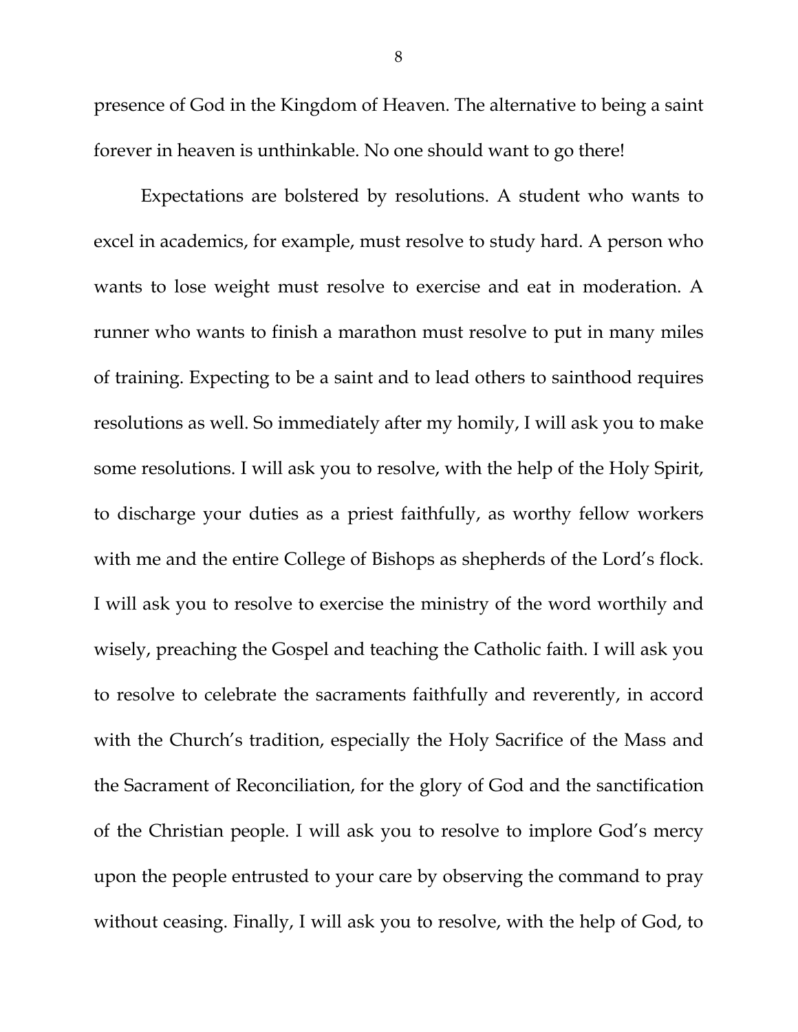presence of God in the Kingdom of Heaven. The alternative to being a saint forever in heaven is unthinkable. No one should want to go there!

Expectations are bolstered by resolutions. A student who wants to excel in academics, for example, must resolve to study hard. A person who wants to lose weight must resolve to exercise and eat in moderation. A runner who wants to finish a marathon must resolve to put in many miles of training. Expecting to be a saint and to lead others to sainthood requires resolutions as well. So immediately after my homily, I will ask you to make some resolutions. I will ask you to resolve, with the help of the Holy Spirit, to discharge your duties as a priest faithfully, as worthy fellow workers with me and the entire College of Bishops as shepherds of the Lord's flock. I will ask you to resolve to exercise the ministry of the word worthily and wisely, preaching the Gospel and teaching the Catholic faith. I will ask you to resolve to celebrate the sacraments faithfully and reverently, in accord with the Church's tradition, especially the Holy Sacrifice of the Mass and the Sacrament of Reconciliation, for the glory of God and the sanctification of the Christian people. I will ask you to resolve to implore God's mercy upon the people entrusted to your care by observing the command to pray without ceasing. Finally, I will ask you to resolve, with the help of God, to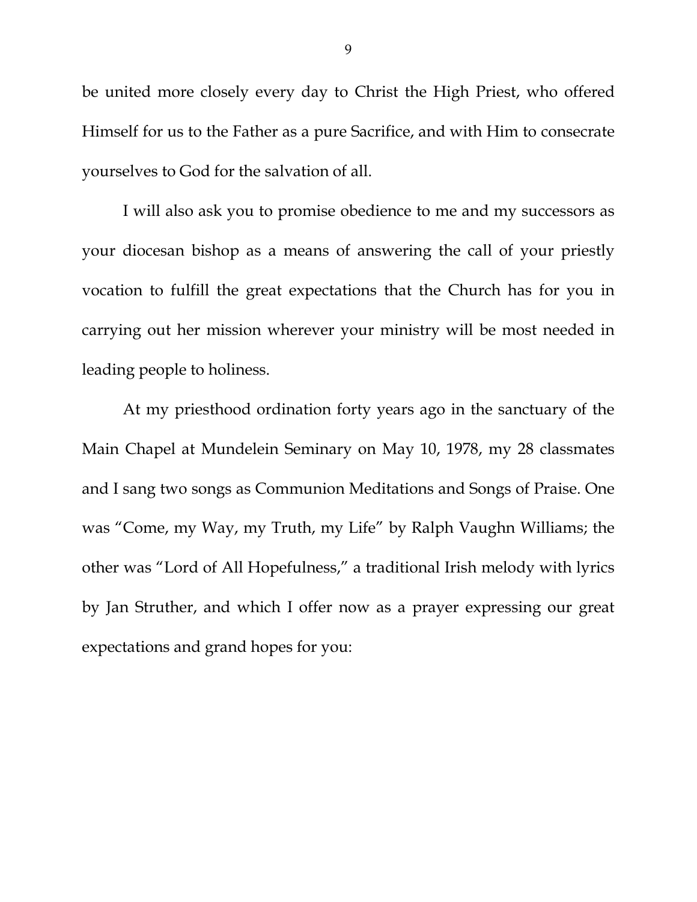be united more closely every day to Christ the High Priest, who offered Himself for us to the Father as a pure Sacrifice, and with Him to consecrate yourselves to God for the salvation of all.

I will also ask you to promise obedience to me and my successors as your diocesan bishop as a means of answering the call of your priestly vocation to fulfill the great expectations that the Church has for you in carrying out her mission wherever your ministry will be most needed in leading people to holiness.

At my priesthood ordination forty years ago in the sanctuary of the Main Chapel at Mundelein Seminary on May 10, 1978, my 28 classmates and I sang two songs as Communion Meditations and Songs of Praise. One was "Come, my Way, my Truth, my Life" by Ralph Vaughn Williams; the other was "Lord of All Hopefulness," a traditional Irish melody with lyrics by Jan Struther, and which I offer now as a prayer expressing our great expectations and grand hopes for you: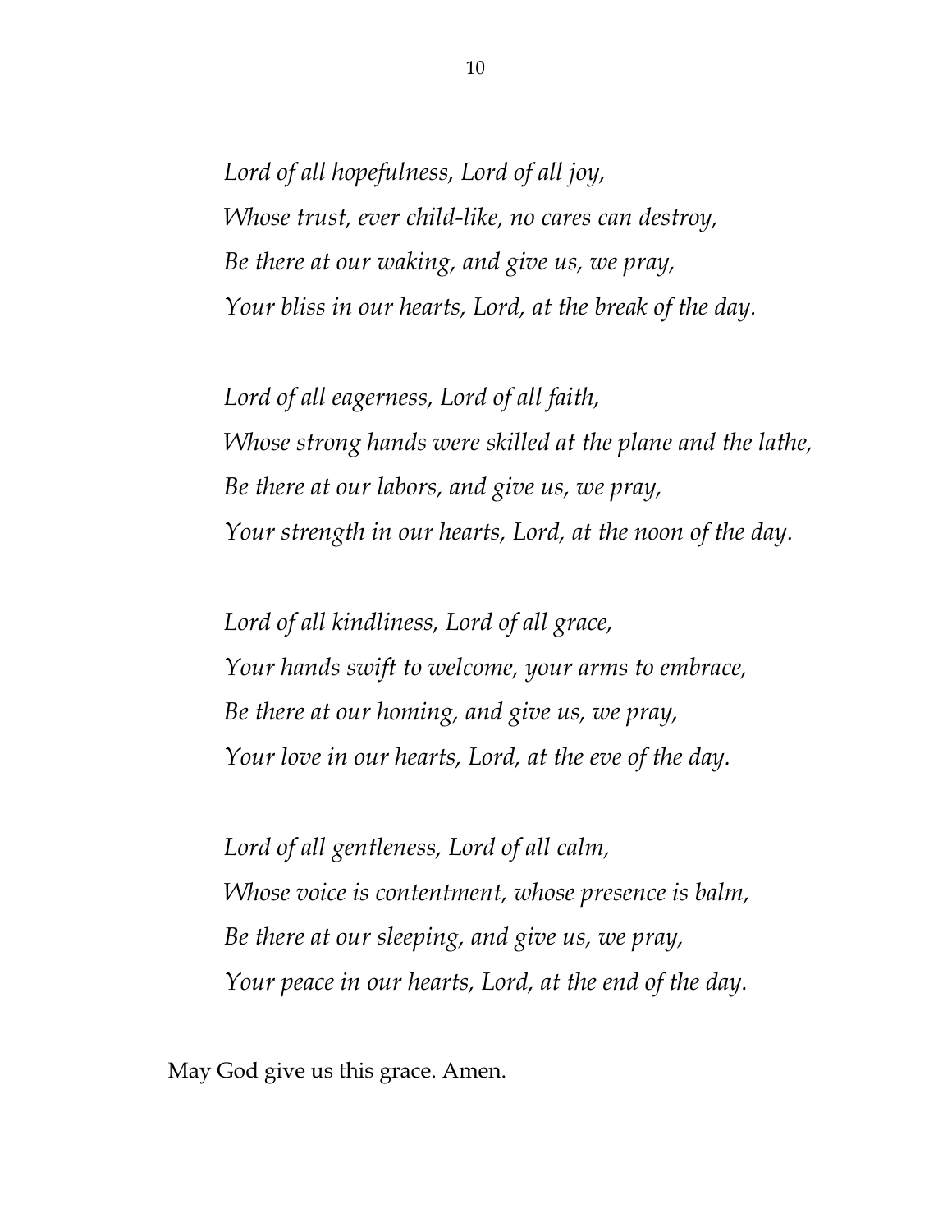*Lord of all hopefulness, Lord of all joy,*
*Whose trust, ever child-like, no cares can destroy,*
*Be there at our waking, and give us, we pray,*
*Your bliss in our hearts, Lord, at the break of the day.*

*Lord of all eagerness, Lord of all faith,*
*Whose strong hands were skilled at the plane and the lathe,*
*Be there at our labors, and give us, we pray,*
*Your strength in our hearts, Lord, at the noon of the day.*

*Lord of all kindliness, Lord of all grace,*
*Your hands swift to welcome, your arms to embrace,*
*Be there at our homing, and give us, we pray,*
*Your love in our hearts, Lord, at the eve of the day.*

*Lord of all gentleness, Lord of all calm,*
*Whose voice is contentment, whose presence is balm,*
*Be there at our sleeping, and give us, we pray,*
*Your peace in our hearts, Lord, at the end of the day.*

May God give us this grace. Amen.